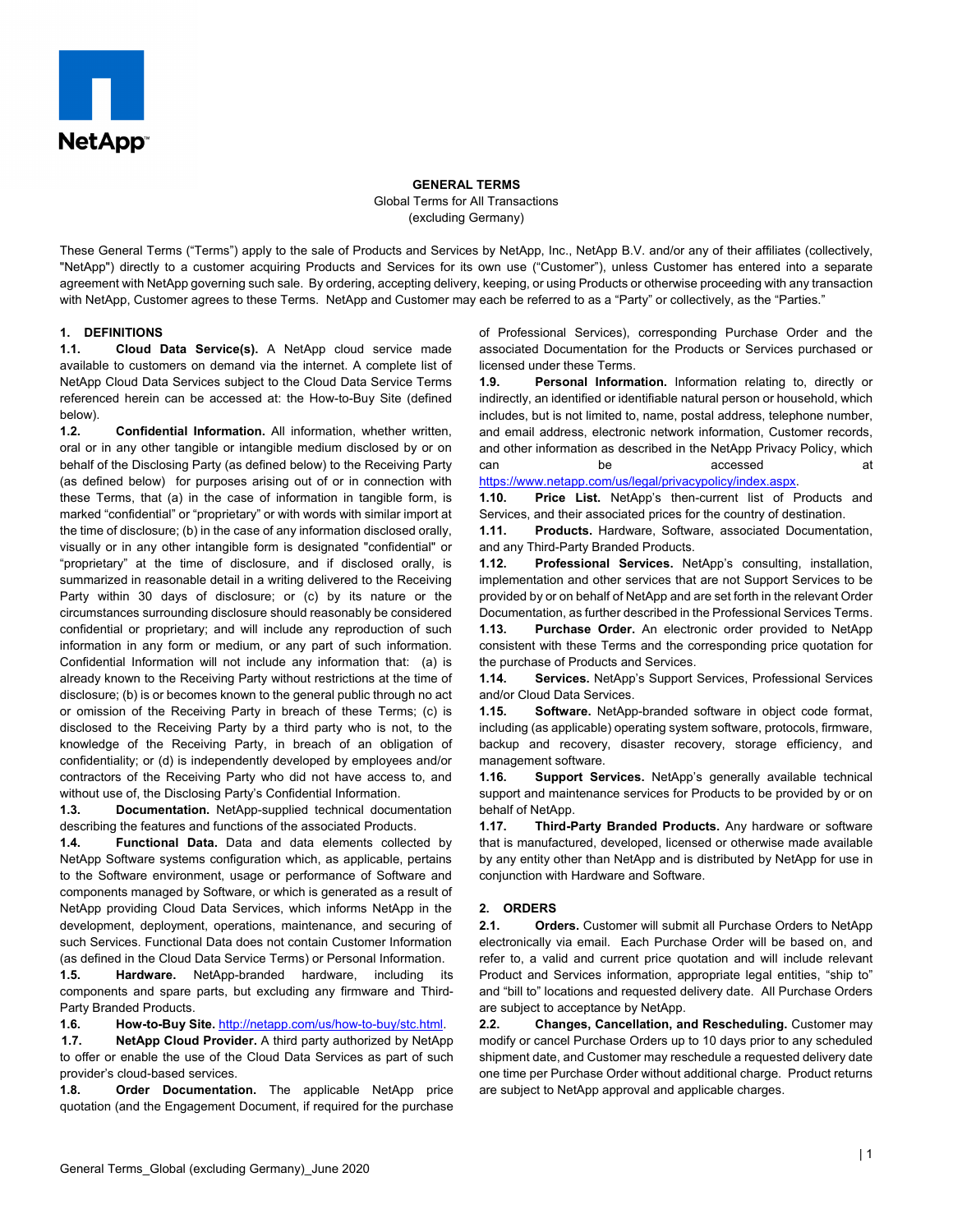# GENERAL TERMS

Global Terms for All Transactions
(excluding Germany)

These General Terms ("Terms") apply to the sale of Products and Services by NetApp, Inc., NetApp B.V. and/or any of their affiliates (collectively, "NetApp") directly to a customer acquiring Products and Services for its own use ("Customer"), unless Customer has entered into a separate agreement with NetApp governing such sale. By ordering, accepting delivery, keeping, or using Products or otherwise proceeding with any transaction with NetApp, Customer agrees to these Terms. NetApp and Customer may each be referred to as a "Party" or collectively, as the "Parties."

## 1. DEFINITIONS

**1.1. Cloud Data Service(s).** A NetApp cloud service made available to customers on demand via the internet. A complete list of NetApp Cloud Data Services subject to the Cloud Data Service Terms referenced herein can be accessed at: the How-to-Buy Site (defined below).

**1.2. Confidential Information.** All information, whether written, oral or in any other tangible or intangible medium disclosed by or on behalf of the Disclosing Party (as defined below) to the Receiving Party (as defined below) for purposes arising out of or in connection with these Terms, that (a) in the case of information in tangible form, is marked "confidential" or "proprietary" or with words with similar import at the time of disclosure; (b) in the case of any information disclosed orally, visually or in any other intangible form is designated "confidential" or "proprietary" at the time of disclosure, and if disclosed orally, is summarized in reasonable detail in a writing delivered to the Receiving Party within 30 days of disclosure; or (c) by its nature or the circumstances surrounding disclosure should reasonably be considered confidential or proprietary; and will include any reproduction of such information in any form or medium, or any part of such information. Confidential Information will not include any information that: (a) is already known to the Receiving Party without restrictions at the time of disclosure; (b) is or becomes known to the general public through no act or omission of the Receiving Party in breach of these Terms; (c) is disclosed to the Receiving Party by a third party who is not, to the knowledge of the Receiving Party, in breach of an obligation of confidentiality; or (d) is independently developed by employees and/or contractors of the Receiving Party who did not have access to, and without use of, the Disclosing Party's Confidential Information.

**1.3. Documentation.** NetApp-supplied technical documentation describing the features and functions of the associated Products.

**1.4. Functional Data.** Data and data elements collected by NetApp Software systems configuration which, as applicable, pertains to the Software environment, usage or performance of Software and components managed by Software, or which is generated as a result of NetApp providing Cloud Data Services, which informs NetApp in the development, deployment, operations, maintenance, and securing of such Services. Functional Data does not contain Customer Information (as defined in the Cloud Data Service Terms) or Personal Information.

**1.5. Hardware.** NetApp-branded hardware, including its components and spare parts, but excluding any firmware and Third-Party Branded Products.

**1.6. How-to-Buy Site.** http://netapp.com/us/how-to-buy/stc.html.

**1.7. NetApp Cloud Provider.** A third party authorized by NetApp to offer or enable the use of the Cloud Data Services as part of such provider's cloud-based services.

**1.8. Order Documentation.** The applicable NetApp price quotation (and the Engagement Document, if required for the purchase of Professional Services), corresponding Purchase Order and the associated Documentation for the Products or Services purchased or licensed under these Terms.

**1.9. Personal Information.** Information relating to, directly or indirectly, an identified or identifiable natural person or household, which includes, but is not limited to, name, postal address, telephone number, and email address, electronic network information, Customer records, and other information as described in the NetApp Privacy Policy, which can be accessed at https://www.netapp.com/us/legal/privacypolicy/index.aspx.

**1.10. Price List.** NetApp's then-current list of Products and Services, and their associated prices for the country of destination.

**1.11. Products.** Hardware, Software, associated Documentation, and any Third-Party Branded Products.

**1.12. Professional Services.** NetApp's consulting, installation, implementation and other services that are not Support Services to be provided by or on behalf of NetApp and are set forth in the relevant Order Documentation, as further described in the Professional Services Terms.

**1.13. Purchase Order.** An electronic order provided to NetApp consistent with these Terms and the corresponding price quotation for the purchase of Products and Services.

**1.14. Services.** NetApp's Support Services, Professional Services and/or Cloud Data Services.

**1.15. Software.** NetApp-branded software in object code format, including (as applicable) operating system software, protocols, firmware, backup and recovery, disaster recovery, storage efficiency, and management software.

**1.16. Support Services.** NetApp's generally available technical support and maintenance services for Products to be provided by or on behalf of NetApp.

**1.17. Third-Party Branded Products.** Any hardware or software that is manufactured, developed, licensed or otherwise made available by any entity other than NetApp and is distributed by NetApp for use in conjunction with Hardware and Software.

## 2. ORDERS

**2.1. Orders.** Customer will submit all Purchase Orders to NetApp electronically via email. Each Purchase Order will be based on, and refer to, a valid and current price quotation and will include relevant Product and Services information, appropriate legal entities, "ship to" and "bill to" locations and requested delivery date. All Purchase Orders are subject to acceptance by NetApp.

**2.2. Changes, Cancellation, and Rescheduling.** Customer may modify or cancel Purchase Orders up to 10 days prior to any scheduled shipment date, and Customer may reschedule a requested delivery date one time per Purchase Order without additional charge. Product returns are subject to NetApp approval and applicable charges.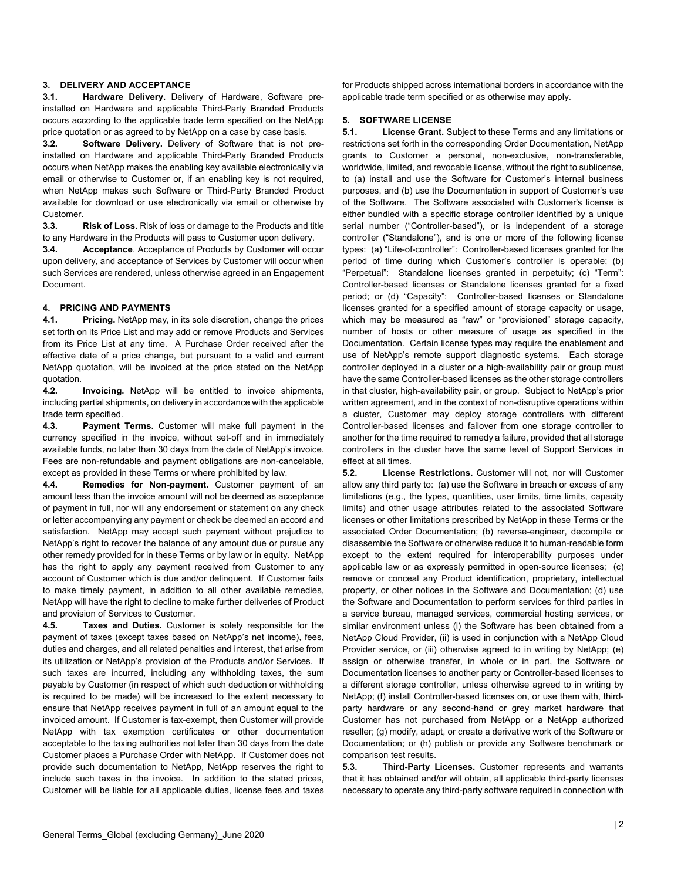## 3. DELIVERY AND ACCEPTANCE

**3.1. Hardware Delivery.** Delivery of Hardware, Software pre-installed on Hardware and applicable Third-Party Branded Products occurs according to the applicable trade term specified on the NetApp price quotation or as agreed to by NetApp on a case by case basis.

**3.2. Software Delivery.** Delivery of Software that is not pre-installed on Hardware and applicable Third-Party Branded Products occurs when NetApp makes the enabling key available electronically via email or otherwise to Customer or, if an enabling key is not required, when NetApp makes such Software or Third-Party Branded Product available for download or use electronically via email or otherwise by Customer.

**3.3. Risk of Loss.** Risk of loss or damage to the Products and title to any Hardware in the Products will pass to Customer upon delivery.

**3.4. Acceptance**. Acceptance of Products by Customer will occur upon delivery, and acceptance of Services by Customer will occur when such Services are rendered, unless otherwise agreed in an Engagement Document.

## 4. PRICING AND PAYMENTS

**4.1. Pricing.** NetApp may, in its sole discretion, change the prices set forth on its Price List and may add or remove Products and Services from its Price List at any time. A Purchase Order received after the effective date of a price change, but pursuant to a valid and current NetApp quotation, will be invoiced at the price stated on the NetApp quotation.

**4.2. Invoicing.** NetApp will be entitled to invoice shipments, including partial shipments, on delivery in accordance with the applicable trade term specified.

**4.3. Payment Terms.** Customer will make full payment in the currency specified in the invoice, without set-off and in immediately available funds, no later than 30 days from the date of NetApp's invoice. Fees are non-refundable and payment obligations are non-cancelable, except as provided in these Terms or where prohibited by law.

**4.4. Remedies for Non-payment.** Customer payment of an amount less than the invoice amount will not be deemed as acceptance of payment in full, nor will any endorsement or statement on any check or letter accompanying any payment or check be deemed an accord and satisfaction. NetApp may accept such payment without prejudice to NetApp's right to recover the balance of any amount due or pursue any other remedy provided for in these Terms or by law or in equity. NetApp has the right to apply any payment received from Customer to any account of Customer which is due and/or delinquent. If Customer fails to make timely payment, in addition to all other available remedies, NetApp will have the right to decline to make further deliveries of Product and provision of Services to Customer.

**4.5. Taxes and Duties.** Customer is solely responsible for the payment of taxes (except taxes based on NetApp's net income), fees, duties and charges, and all related penalties and interest, that arise from its utilization or NetApp's provision of the Products and/or Services. If such taxes are incurred, including any withholding taxes, the sum payable by Customer (in respect of which such deduction or withholding is required to be made) will be increased to the extent necessary to ensure that NetApp receives payment in full of an amount equal to the invoiced amount. If Customer is tax-exempt, then Customer will provide NetApp with tax exemption certificates or other documentation acceptable to the taxing authorities not later than 30 days from the date Customer places a Purchase Order with NetApp. If Customer does not provide such documentation to NetApp, NetApp reserves the right to include such taxes in the invoice. In addition to the stated prices, Customer will be liable for all applicable duties, license fees and taxes for Products shipped across international borders in accordance with the applicable trade term specified or as otherwise may apply.

## 5. SOFTWARE LICENSE

**5.1. License Grant.** Subject to these Terms and any limitations or restrictions set forth in the corresponding Order Documentation, NetApp grants to Customer a personal, non-exclusive, non-transferable, worldwide, limited, and revocable license, without the right to sublicense, to (a) install and use the Software for Customer's internal business purposes, and (b) use the Documentation in support of Customer's use of the Software. The Software associated with Customer's license is either bundled with a specific storage controller identified by a unique serial number ("Controller-based"), or is independent of a storage controller ("Standalone"), and is one or more of the following license types: (a) "Life-of-controller": Controller-based licenses granted for the period of time during which Customer's controller is operable; (b) "Perpetual": Standalone licenses granted in perpetuity; (c) "Term": Controller-based licenses or Standalone licenses granted for a fixed period; or (d) "Capacity": Controller-based licenses or Standalone licenses granted for a specified amount of storage capacity or usage, which may be measured as "raw" or "provisioned" storage capacity, number of hosts or other measure of usage as specified in the Documentation. Certain license types may require the enablement and use of NetApp's remote support diagnostic systems. Each storage controller deployed in a cluster or a high-availability pair or group must have the same Controller-based licenses as the other storage controllers in that cluster, high-availability pair, or group. Subject to NetApp's prior written agreement, and in the context of non-disruptive operations within a cluster, Customer may deploy storage controllers with different Controller-based licenses and failover from one storage controller to another for the time required to remedy a failure, provided that all storage controllers in the cluster have the same level of Support Services in effect at all times.

**5.2. License Restrictions.** Customer will not, nor will Customer allow any third party to: (a) use the Software in breach or excess of any limitations (e.g., the types, quantities, user limits, time limits, capacity limits) and other usage attributes related to the associated Software licenses or other limitations prescribed by NetApp in these Terms or the associated Order Documentation; (b) reverse-engineer, decompile or disassemble the Software or otherwise reduce it to human-readable form except to the extent required for interoperability purposes under applicable law or as expressly permitted in open-source licenses; (c) remove or conceal any Product identification, proprietary, intellectual property, or other notices in the Software and Documentation; (d) use the Software and Documentation to perform services for third parties in a service bureau, managed services, commercial hosting services, or similar environment unless (i) the Software has been obtained from a NetApp Cloud Provider, (ii) is used in conjunction with a NetApp Cloud Provider service, or (iii) otherwise agreed to in writing by NetApp; (e) assign or otherwise transfer, in whole or in part, the Software or Documentation licenses to another party or Controller-based licenses to a different storage controller, unless otherwise agreed to in writing by NetApp; (f) install Controller-based licenses on, or use them with, third-party hardware or any second-hand or grey market hardware that Customer has not purchased from NetApp or a NetApp authorized reseller; (g) modify, adapt, or create a derivative work of the Software or Documentation; or (h) publish or provide any Software benchmark or comparison test results.

**5.3. Third-Party Licenses.** Customer represents and warrants that it has obtained and/or will obtain, all applicable third-party licenses necessary to operate any third-party software required in connection with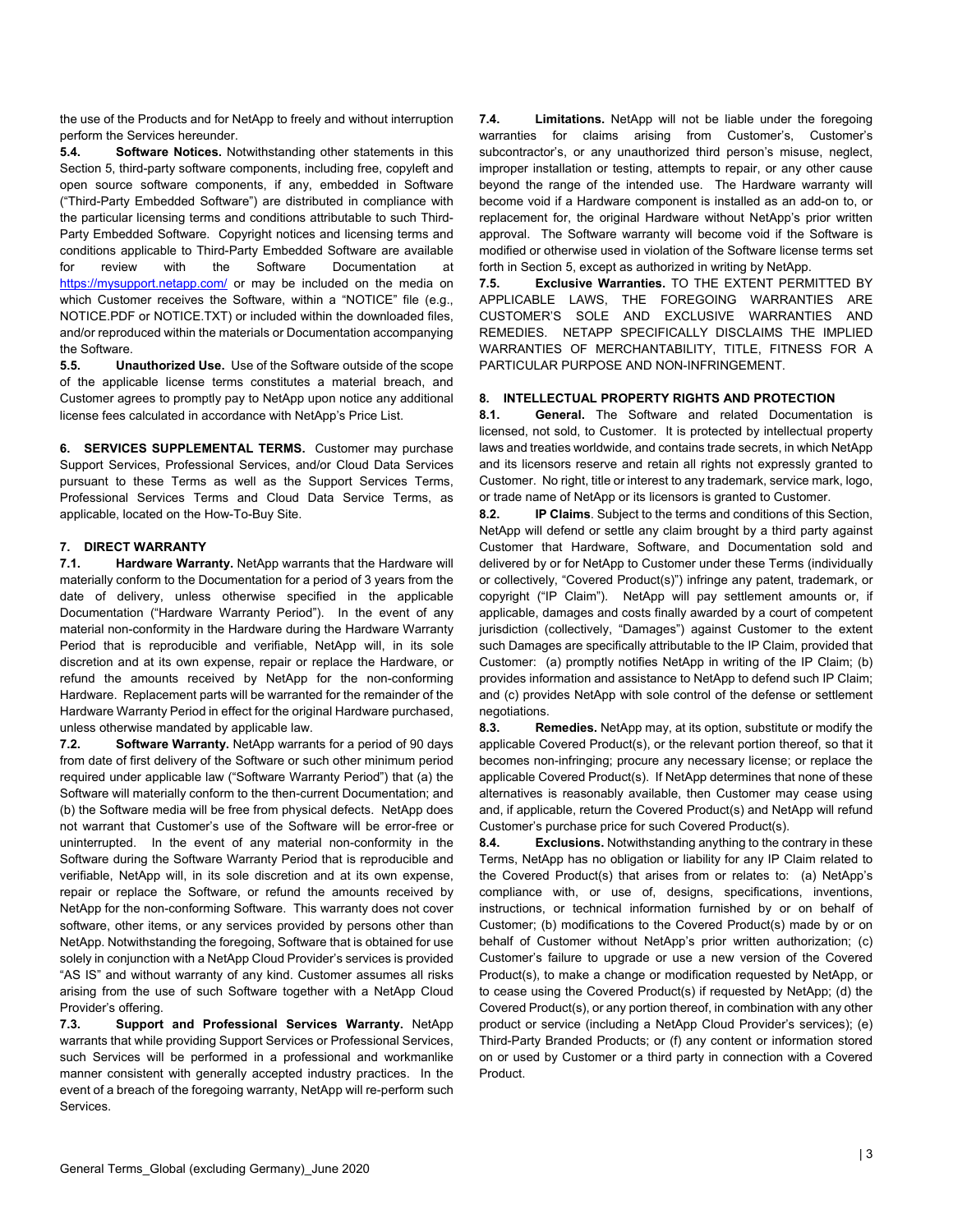the use of the Products and for NetApp to freely and without interruption perform the Services hereunder.

**5.4. Software Notices.** Notwithstanding other statements in this Section 5, third-party software components, including free, copyleft and open source software components, if any, embedded in Software ("Third-Party Embedded Software") are distributed in compliance with the particular licensing terms and conditions attributable to such Third-Party Embedded Software. Copyright notices and licensing terms and conditions applicable to Third-Party Embedded Software are available for review with the Software Documentation at https://mysupport.netapp.com/ or may be included on the media on which Customer receives the Software, within a "NOTICE" file (e.g., NOTICE.PDF or NOTICE.TXT) or included within the downloaded files, and/or reproduced within the materials or Documentation accompanying the Software.

**5.5. Unauthorized Use.** Use of the Software outside of the scope of the applicable license terms constitutes a material breach, and Customer agrees to promptly pay to NetApp upon notice any additional license fees calculated in accordance with NetApp's Price List.

**6. SERVICES SUPPLEMENTAL TERMS.** Customer may purchase Support Services, Professional Services, and/or Cloud Data Services pursuant to these Terms as well as the Support Services Terms, Professional Services Terms and Cloud Data Service Terms, as applicable, located on the How-To-Buy Site.

## 7. DIRECT WARRANTY

**7.1. Hardware Warranty.** NetApp warrants that the Hardware will materially conform to the Documentation for a period of 3 years from the date of delivery, unless otherwise specified in the applicable Documentation ("Hardware Warranty Period"). In the event of any material non-conformity in the Hardware during the Hardware Warranty Period that is reproducible and verifiable, NetApp will, in its sole discretion and at its own expense, repair or replace the Hardware, or refund the amounts received by NetApp for the non-conforming Hardware. Replacement parts will be warranted for the remainder of the Hardware Warranty Period in effect for the original Hardware purchased, unless otherwise mandated by applicable law.

**7.2. Software Warranty.** NetApp warrants for a period of 90 days from date of first delivery of the Software or such other minimum period required under applicable law ("Software Warranty Period") that (a) the Software will materially conform to the then-current Documentation; and (b) the Software media will be free from physical defects. NetApp does not warrant that Customer's use of the Software will be error-free or uninterrupted. In the event of any material non-conformity in the Software during the Software Warranty Period that is reproducible and verifiable, NetApp will, in its sole discretion and at its own expense, repair or replace the Software, or refund the amounts received by NetApp for the non-conforming Software. This warranty does not cover software, other items, or any services provided by persons other than NetApp. Notwithstanding the foregoing, Software that is obtained for use solely in conjunction with a NetApp Cloud Provider's services is provided "AS IS" and without warranty of any kind. Customer assumes all risks arising from the use of such Software together with a NetApp Cloud Provider's offering.

**7.3. Support and Professional Services Warranty.** NetApp warrants that while providing Support Services or Professional Services, such Services will be performed in a professional and workmanlike manner consistent with generally accepted industry practices. In the event of a breach of the foregoing warranty, NetApp will re-perform such Services.

**7.4. Limitations.** NetApp will not be liable under the foregoing warranties for claims arising from Customer's, Customer's subcontractor's, or any unauthorized third person's misuse, neglect, improper installation or testing, attempts to repair, or any other cause beyond the range of the intended use. The Hardware warranty will become void if a Hardware component is installed as an add-on to, or replacement for, the original Hardware without NetApp's prior written approval. The Software warranty will become void if the Software is modified or otherwise used in violation of the Software license terms set forth in Section 5, except as authorized in writing by NetApp.

**7.5. Exclusive Warranties.** TO THE EXTENT PERMITTED BY APPLICABLE LAWS, THE FOREGOING WARRANTIES ARE CUSTOMER'S SOLE AND EXCLUSIVE WARRANTIES AND REMEDIES. NETAPP SPECIFICALLY DISCLAIMS THE IMPLIED WARRANTIES OF MERCHANTABILITY, TITLE, FITNESS FOR A PARTICULAR PURPOSE AND NON-INFRINGEMENT.

## 8. INTELLECTUAL PROPERTY RIGHTS AND PROTECTION

**8.1. General.** The Software and related Documentation is licensed, not sold, to Customer. It is protected by intellectual property laws and treaties worldwide, and contains trade secrets, in which NetApp and its licensors reserve and retain all rights not expressly granted to Customer. No right, title or interest to any trademark, service mark, logo, or trade name of NetApp or its licensors is granted to Customer.

**8.2. IP Claims**. Subject to the terms and conditions of this Section, NetApp will defend or settle any claim brought by a third party against Customer that Hardware, Software, and Documentation sold and delivered by or for NetApp to Customer under these Terms (individually or collectively, "Covered Product(s)") infringe any patent, trademark, or copyright ("IP Claim"). NetApp will pay settlement amounts or, if applicable, damages and costs finally awarded by a court of competent jurisdiction (collectively, "Damages") against Customer to the extent such Damages are specifically attributable to the IP Claim, provided that Customer: (a) promptly notifies NetApp in writing of the IP Claim; (b) provides information and assistance to NetApp to defend such IP Claim; and (c) provides NetApp with sole control of the defense or settlement negotiations.

**8.3. Remedies.** NetApp may, at its option, substitute or modify the applicable Covered Product(s), or the relevant portion thereof, so that it becomes non-infringing; procure any necessary license; or replace the applicable Covered Product(s). If NetApp determines that none of these alternatives is reasonably available, then Customer may cease using and, if applicable, return the Covered Product(s) and NetApp will refund Customer's purchase price for such Covered Product(s).

**8.4. Exclusions.** Notwithstanding anything to the contrary in these Terms, NetApp has no obligation or liability for any IP Claim related to the Covered Product(s) that arises from or relates to: (a) NetApp's compliance with, or use of, designs, specifications, inventions, instructions, or technical information furnished by or on behalf of Customer; (b) modifications to the Covered Product(s) made by or on behalf of Customer without NetApp's prior written authorization; (c) Customer's failure to upgrade or use a new version of the Covered Product(s), to make a change or modification requested by NetApp, or to cease using the Covered Product(s) if requested by NetApp; (d) the Covered Product(s), or any portion thereof, in combination with any other product or service (including a NetApp Cloud Provider's services); (e) Third-Party Branded Products; or (f) any content or information stored on or used by Customer or a third party in connection with a Covered Product.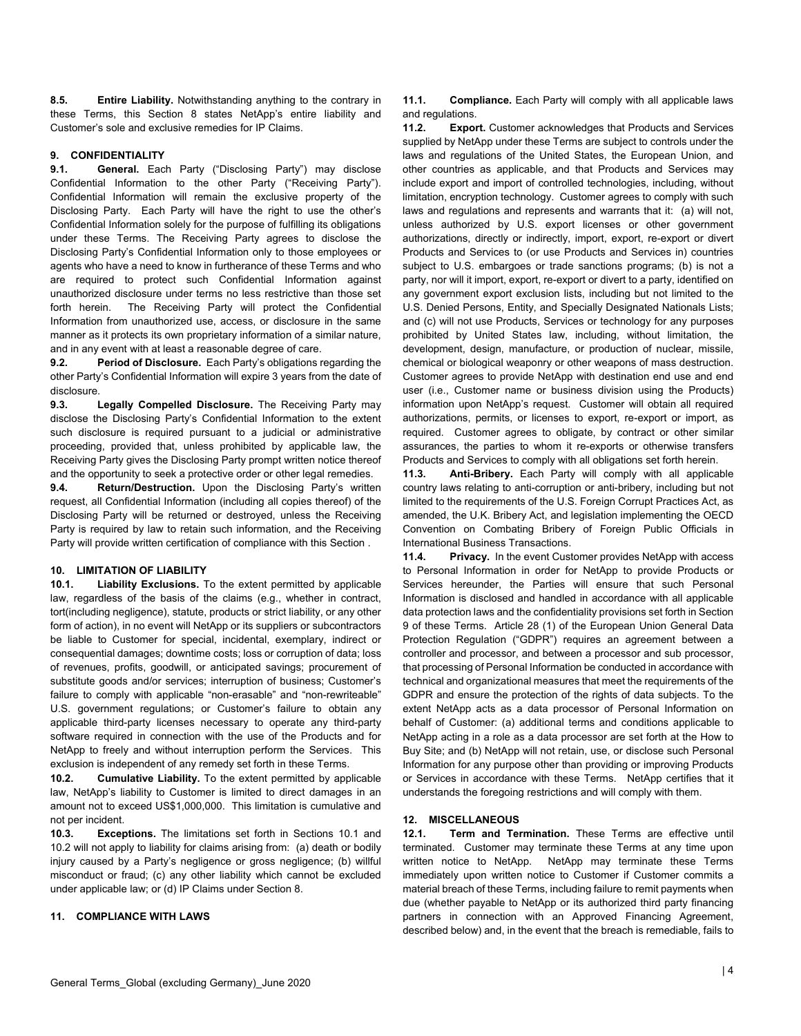**8.5. Entire Liability.** Notwithstanding anything to the contrary in these Terms, this Section 8 states NetApp's entire liability and Customer's sole and exclusive remedies for IP Claims.

## 9. CONFIDENTIALITY

**9.1. General.** Each Party ("Disclosing Party") may disclose Confidential Information to the other Party ("Receiving Party"). Confidential Information will remain the exclusive property of the Disclosing Party. Each Party will have the right to use the other's Confidential Information solely for the purpose of fulfilling its obligations under these Terms. The Receiving Party agrees to disclose the Disclosing Party's Confidential Information only to those employees or agents who have a need to know in furtherance of these Terms and who are required to protect such Confidential Information against unauthorized disclosure under terms no less restrictive than those set forth herein. The Receiving Party will protect the Confidential Information from unauthorized use, access, or disclosure in the same manner as it protects its own proprietary information of a similar nature, and in any event with at least a reasonable degree of care.

**9.2. Period of Disclosure.** Each Party's obligations regarding the other Party's Confidential Information will expire 3 years from the date of disclosure.

**9.3. Legally Compelled Disclosure.** The Receiving Party may disclose the Disclosing Party's Confidential Information to the extent such disclosure is required pursuant to a judicial or administrative proceeding, provided that, unless prohibited by applicable law, the Receiving Party gives the Disclosing Party prompt written notice thereof and the opportunity to seek a protective order or other legal remedies.

**9.4. Return/Destruction.** Upon the Disclosing Party's written request, all Confidential Information (including all copies thereof) of the Disclosing Party will be returned or destroyed, unless the Receiving Party is required by law to retain such information, and the Receiving Party will provide written certification of compliance with this Section .

## 10. LIMITATION OF LIABILITY

**10.1. Liability Exclusions.** To the extent permitted by applicable law, regardless of the basis of the claims (e.g., whether in contract, tort(including negligence), statute, products or strict liability, or any other form of action), in no event will NetApp or its suppliers or subcontractors be liable to Customer for special, incidental, exemplary, indirect or consequential damages; downtime costs; loss or corruption of data; loss of revenues, profits, goodwill, or anticipated savings; procurement of substitute goods and/or services; interruption of business; Customer's failure to comply with applicable "non-erasable" and "non-rewriteable" U.S. government regulations; or Customer's failure to obtain any applicable third-party licenses necessary to operate any third-party software required in connection with the use of the Products and for NetApp to freely and without interruption perform the Services. This exclusion is independent of any remedy set forth in these Terms.

**10.2. Cumulative Liability.** To the extent permitted by applicable law, NetApp's liability to Customer is limited to direct damages in an amount not to exceed US$1,000,000. This limitation is cumulative and not per incident.

**10.3. Exceptions.** The limitations set forth in Sections 10.1 and 10.2 will not apply to liability for claims arising from: (a) death or bodily injury caused by a Party's negligence or gross negligence; (b) willful misconduct or fraud; (c) any other liability which cannot be excluded under applicable law; or (d) IP Claims under Section 8.

## 11. COMPLIANCE WITH LAWS

**11.1. Compliance.** Each Party will comply with all applicable laws and regulations.

**11.2. Export.** Customer acknowledges that Products and Services supplied by NetApp under these Terms are subject to controls under the laws and regulations of the United States, the European Union, and other countries as applicable, and that Products and Services may include export and import of controlled technologies, including, without limitation, encryption technology. Customer agrees to comply with such laws and regulations and represents and warrants that it: (a) will not, unless authorized by U.S. export licenses or other government authorizations, directly or indirectly, import, export, re-export or divert Products and Services to (or use Products and Services in) countries subject to U.S. embargoes or trade sanctions programs; (b) is not a party, nor will it import, export, re-export or divert to a party, identified on any government export exclusion lists, including but not limited to the U.S. Denied Persons, Entity, and Specially Designated Nationals Lists; and (c) will not use Products, Services or technology for any purposes prohibited by United States law, including, without limitation, the development, design, manufacture, or production of nuclear, missile, chemical or biological weaponry or other weapons of mass destruction. Customer agrees to provide NetApp with destination end use and end user (i.e., Customer name or business division using the Products) information upon NetApp's request. Customer will obtain all required authorizations, permits, or licenses to export, re-export or import, as required. Customer agrees to obligate, by contract or other similar assurances, the parties to whom it re-exports or otherwise transfers Products and Services to comply with all obligations set forth herein.

**11.3. Anti-Bribery.** Each Party will comply with all applicable country laws relating to anti-corruption or anti-bribery, including but not limited to the requirements of the U.S. Foreign Corrupt Practices Act, as amended, the U.K. Bribery Act, and legislation implementing the OECD Convention on Combating Bribery of Foreign Public Officials in International Business Transactions.

**11.4. Privacy.** In the event Customer provides NetApp with access to Personal Information in order for NetApp to provide Products or Services hereunder, the Parties will ensure that such Personal Information is disclosed and handled in accordance with all applicable data protection laws and the confidentiality provisions set forth in Section 9 of these Terms. Article 28 (1) of the European Union General Data Protection Regulation ("GDPR") requires an agreement between a controller and processor, and between a processor and sub processor, that processing of Personal Information be conducted in accordance with technical and organizational measures that meet the requirements of the GDPR and ensure the protection of the rights of data subjects. To the extent NetApp acts as a data processor of Personal Information on behalf of Customer: (a) additional terms and conditions applicable to NetApp acting in a role as a data processor are set forth at the How to Buy Site; and (b) NetApp will not retain, use, or disclose such Personal Information for any purpose other than providing or improving Products or Services in accordance with these Terms. NetApp certifies that it understands the foregoing restrictions and will comply with them.

## 12. MISCELLANEOUS

**12.1. Term and Termination.** These Terms are effective until terminated. Customer may terminate these Terms at any time upon written notice to NetApp. NetApp may terminate these Terms immediately upon written notice to Customer if Customer commits a material breach of these Terms, including failure to remit payments when due (whether payable to NetApp or its authorized third party financing partners in connection with an Approved Financing Agreement, described below) and, in the event that the breach is remediable, fails to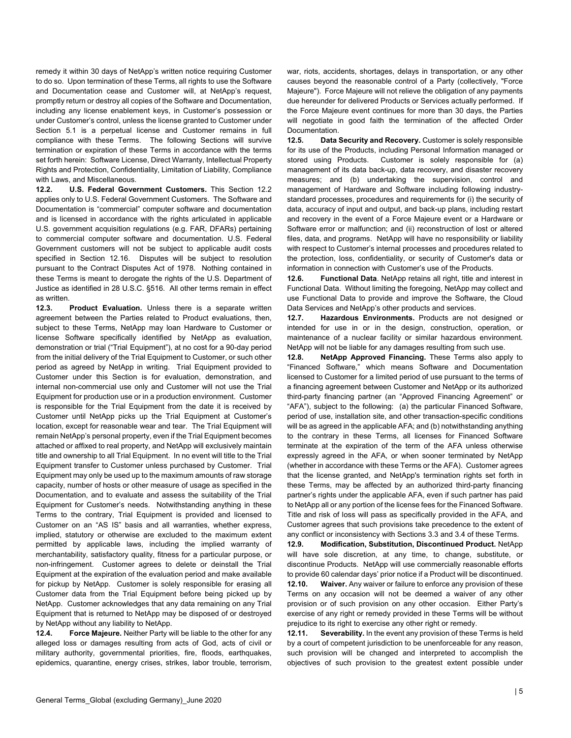remedy it within 30 days of NetApp's written notice requiring Customer to do so. Upon termination of these Terms, all rights to use the Software and Documentation cease and Customer will, at NetApp's request, promptly return or destroy all copies of the Software and Documentation, including any license enablement keys, in Customer's possession or under Customer's control, unless the license granted to Customer under Section 5.1 is a perpetual license and Customer remains in full compliance with these Terms. The following Sections will survive termination or expiration of these Terms in accordance with the terms set forth herein: Software License, Direct Warranty, Intellectual Property Rights and Protection, Confidentiality, Limitation of Liability, Compliance with Laws, and Miscellaneous.

**12.2. U.S. Federal Government Customers.** This Section 12.2 applies only to U.S. Federal Government Customers. The Software and Documentation is "commercial" computer software and documentation and is licensed in accordance with the rights articulated in applicable U.S. government acquisition regulations (e.g. FAR, DFARs) pertaining to commercial computer software and documentation. U.S. Federal Government customers will not be subject to applicable audit costs specified in Section 12.16. Disputes will be subject to resolution pursuant to the Contract Disputes Act of 1978. Nothing contained in these Terms is meant to derogate the rights of the U.S. Department of Justice as identified in 28 U.S.C. §516. All other terms remain in effect as written.

**12.3. Product Evaluation.** Unless there is a separate written agreement between the Parties related to Product evaluations, then, subject to these Terms, NetApp may loan Hardware to Customer or license Software specifically identified by NetApp as evaluation, demonstration or trial ("Trial Equipment"), at no cost for a 90-day period from the initial delivery of the Trial Equipment to Customer, or such other period as agreed by NetApp in writing. Trial Equipment provided to Customer under this Section is for evaluation, demonstration, and internal non-commercial use only and Customer will not use the Trial Equipment for production use or in a production environment. Customer is responsible for the Trial Equipment from the date it is received by Customer until NetApp picks up the Trial Equipment at Customer's location, except for reasonable wear and tear. The Trial Equipment will remain NetApp's personal property, even if the Trial Equipment becomes attached or affixed to real property, and NetApp will exclusively maintain title and ownership to all Trial Equipment. In no event will title to the Trial Equipment transfer to Customer unless purchased by Customer. Trial Equipment may only be used up to the maximum amounts of raw storage capacity, number of hosts or other measure of usage as specified in the Documentation, and to evaluate and assess the suitability of the Trial Equipment for Customer's needs. Notwithstanding anything in these Terms to the contrary, Trial Equipment is provided and licensed to Customer on an "AS IS" basis and all warranties, whether express, implied, statutory or otherwise are excluded to the maximum extent permitted by applicable laws, including the implied warranty of merchantability, satisfactory quality, fitness for a particular purpose, or non-infringement. Customer agrees to delete or deinstall the Trial Equipment at the expiration of the evaluation period and make available for pickup by NetApp. Customer is solely responsible for erasing all Customer data from the Trial Equipment before being picked up by NetApp. Customer acknowledges that any data remaining on any Trial Equipment that is returned to NetApp may be disposed of or destroyed by NetApp without any liability to NetApp.

**12.4. Force Majeure.** Neither Party will be liable to the other for any alleged loss or damages resulting from acts of God, acts of civil or military authority, governmental priorities, fire, floods, earthquakes, epidemics, quarantine, energy crises, strikes, labor trouble, terrorism, war, riots, accidents, shortages, delays in transportation, or any other causes beyond the reasonable control of a Party (collectively, "Force Majeure"). Force Majeure will not relieve the obligation of any payments due hereunder for delivered Products or Services actually performed. If the Force Majeure event continues for more than 30 days, the Parties will negotiate in good faith the termination of the affected Order Documentation.

**12.5. Data Security and Recovery.** Customer is solely responsible for its use of the Products, including Personal Information managed or stored using Products. Customer is solely responsible for (a) management of its data back-up, data recovery, and disaster recovery measures; and (b) undertaking the supervision, control and management of Hardware and Software including following industry-standard processes, procedures and requirements for (i) the security of data, accuracy of input and output, and back-up plans, including restart and recovery in the event of a Force Majeure event or a Hardware or Software error or malfunction; and (ii) reconstruction of lost or altered files, data, and programs. NetApp will have no responsibility or liability with respect to Customer's internal processes and procedures related to the protection, loss, confidentiality, or security of Customer's data or information in connection with Customer's use of the Products.

**12.6. Functional Data**. NetApp retains all right, title and interest in Functional Data. Without limiting the foregoing, NetApp may collect and use Functional Data to provide and improve the Software, the Cloud Data Services and NetApp's other products and services.

**12.7. Hazardous Environments.** Products are not designed or intended for use in or in the design, construction, operation, or maintenance of a nuclear facility or similar hazardous environment. NetApp will not be liable for any damages resulting from such use.

**12.8. NetApp Approved Financing.** These Terms also apply to "Financed Software," which means Software and Documentation licensed to Customer for a limited period of use pursuant to the terms of a financing agreement between Customer and NetApp or its authorized third-party financing partner (an "Approved Financing Agreement" or "AFA"), subject to the following: (a) the particular Financed Software, period of use, installation site, and other transaction-specific conditions will be as agreed in the applicable AFA; and (b) notwithstanding anything to the contrary in these Terms, all licenses for Financed Software terminate at the expiration of the term of the AFA unless otherwise expressly agreed in the AFA, or when sooner terminated by NetApp (whether in accordance with these Terms or the AFA). Customer agrees that the license granted, and NetApp's termination rights set forth in these Terms, may be affected by an authorized third-party financing partner's rights under the applicable AFA, even if such partner has paid to NetApp all or any portion of the license fees for the Financed Software. Title and risk of loss will pass as specifically provided in the AFA, and Customer agrees that such provisions take precedence to the extent of any conflict or inconsistency with Sections 3.3 and 3.4 of these Terms.

**12.9. Modification, Substitution, Discontinued Product.** NetApp will have sole discretion, at any time, to change, substitute, or discontinue Products. NetApp will use commercially reasonable efforts to provide 60 calendar days' prior notice if a Product will be discontinued.

**12.10. Waiver.** Any waiver or failure to enforce any provision of these Terms on any occasion will not be deemed a waiver of any other provision or of such provision on any other occasion. Either Party's exercise of any right or remedy provided in these Terms will be without prejudice to its right to exercise any other right or remedy.

**12.11. Severability.** In the event any provision of these Terms is held by a court of competent jurisdiction to be unenforceable for any reason, such provision will be changed and interpreted to accomplish the objectives of such provision to the greatest extent possible under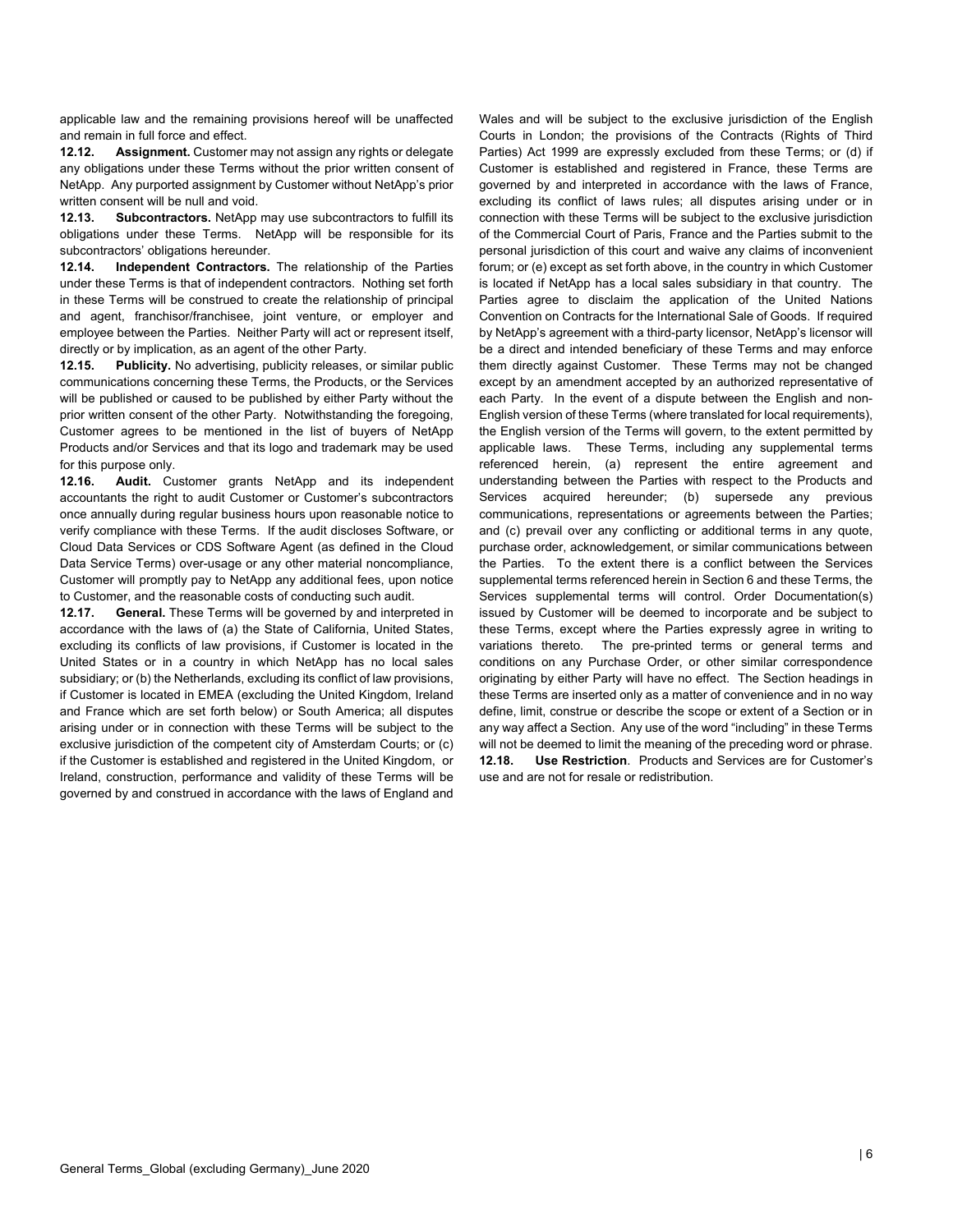applicable law and the remaining provisions hereof will be unaffected and remain in full force and effect.

**12.12. Assignment.** Customer may not assign any rights or delegate any obligations under these Terms without the prior written consent of NetApp. Any purported assignment by Customer without NetApp's prior written consent will be null and void.

**12.13. Subcontractors.** NetApp may use subcontractors to fulfill its obligations under these Terms. NetApp will be responsible for its subcontractors' obligations hereunder.

**12.14. Independent Contractors.** The relationship of the Parties under these Terms is that of independent contractors. Nothing set forth in these Terms will be construed to create the relationship of principal and agent, franchisor/franchisee, joint venture, or employer and employee between the Parties. Neither Party will act or represent itself, directly or by implication, as an agent of the other Party.

**12.15. Publicity.** No advertising, publicity releases, or similar public communications concerning these Terms, the Products, or the Services will be published or caused to be published by either Party without the prior written consent of the other Party. Notwithstanding the foregoing, Customer agrees to be mentioned in the list of buyers of NetApp Products and/or Services and that its logo and trademark may be used for this purpose only.

**12.16. Audit.** Customer grants NetApp and its independent accountants the right to audit Customer or Customer's subcontractors once annually during regular business hours upon reasonable notice to verify compliance with these Terms. If the audit discloses Software, or Cloud Data Services or CDS Software Agent (as defined in the Cloud Data Service Terms) over-usage or any other material noncompliance, Customer will promptly pay to NetApp any additional fees, upon notice to Customer, and the reasonable costs of conducting such audit.

**12.17. General.** These Terms will be governed by and interpreted in accordance with the laws of (a) the State of California, United States, excluding its conflicts of law provisions, if Customer is located in the United States or in a country in which NetApp has no local sales subsidiary; or (b) the Netherlands, excluding its conflict of law provisions, if Customer is located in EMEA (excluding the United Kingdom, Ireland and France which are set forth below) or South America; all disputes arising under or in connection with these Terms will be subject to the exclusive jurisdiction of the competent city of Amsterdam Courts; or (c) if the Customer is established and registered in the United Kingdom, or Ireland, construction, performance and validity of these Terms will be governed by and construed in accordance with the laws of England and Wales and will be subject to the exclusive jurisdiction of the English Courts in London; the provisions of the Contracts (Rights of Third Parties) Act 1999 are expressly excluded from these Terms; or (d) if Customer is established and registered in France, these Terms are governed by and interpreted in accordance with the laws of France, excluding its conflict of laws rules; all disputes arising under or in connection with these Terms will be subject to the exclusive jurisdiction of the Commercial Court of Paris, France and the Parties submit to the personal jurisdiction of this court and waive any claims of inconvenient forum; or (e) except as set forth above, in the country in which Customer is located if NetApp has a local sales subsidiary in that country. The Parties agree to disclaim the application of the United Nations Convention on Contracts for the International Sale of Goods. If required by NetApp's agreement with a third-party licensor, NetApp's licensor will be a direct and intended beneficiary of these Terms and may enforce them directly against Customer. These Terms may not be changed except by an amendment accepted by an authorized representative of each Party. In the event of a dispute between the English and non-English version of these Terms (where translated for local requirements), the English version of the Terms will govern, to the extent permitted by applicable laws. These Terms, including any supplemental terms referenced herein, (a) represent the entire agreement and understanding between the Parties with respect to the Products and Services acquired hereunder; (b) supersede any previous communications, representations or agreements between the Parties; and (c) prevail over any conflicting or additional terms in any quote, purchase order, acknowledgement, or similar communications between the Parties. To the extent there is a conflict between the Services supplemental terms referenced herein in Section 6 and these Terms, the Services supplemental terms will control. Order Documentation(s) issued by Customer will be deemed to incorporate and be subject to these Terms, except where the Parties expressly agree in writing to variations thereto. The pre-printed terms or general terms and conditions on any Purchase Order, or other similar correspondence originating by either Party will have no effect. The Section headings in these Terms are inserted only as a matter of convenience and in no way define, limit, construe or describe the scope or extent of a Section or in any way affect a Section. Any use of the word "including" in these Terms will not be deemed to limit the meaning of the preceding word or phrase.

**12.18. Use Restriction**. Products and Services are for Customer's use and are not for resale or redistribution.